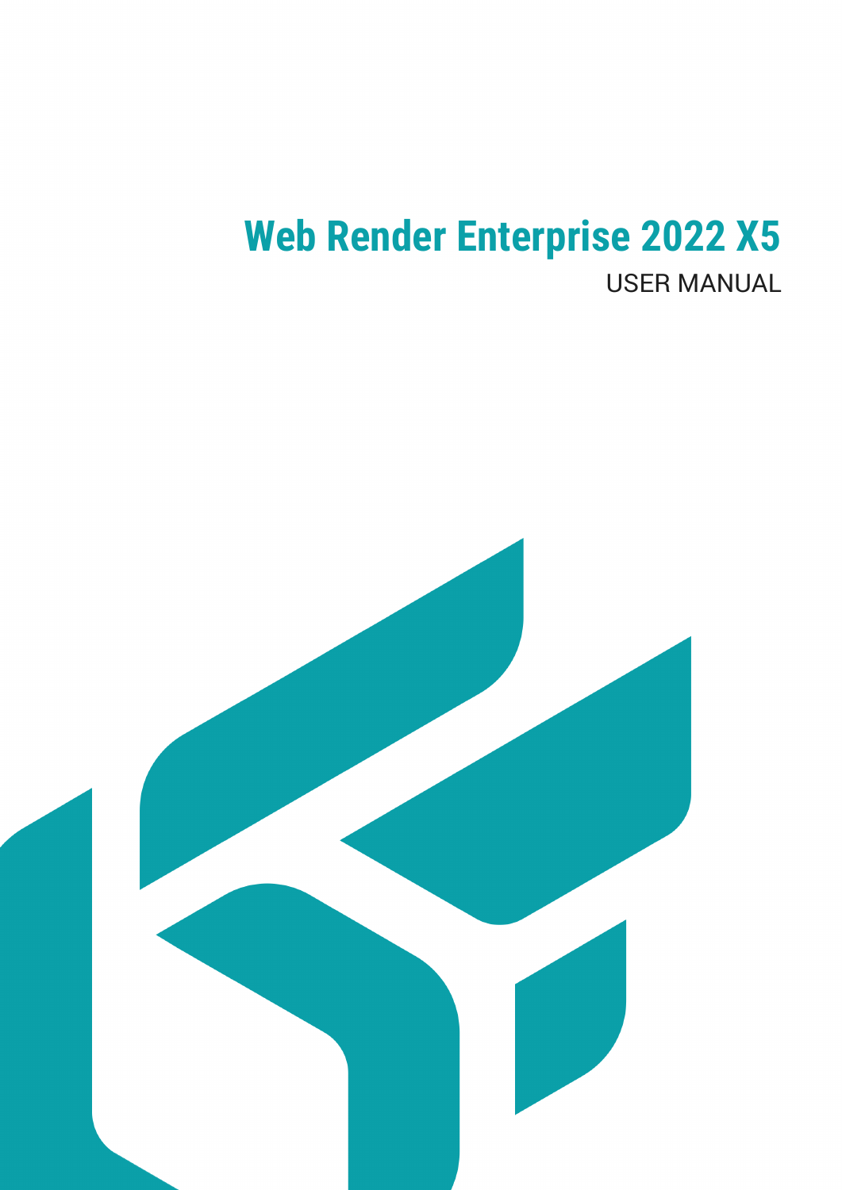# Web Render Enterprise 2022 X5

USER MANUAL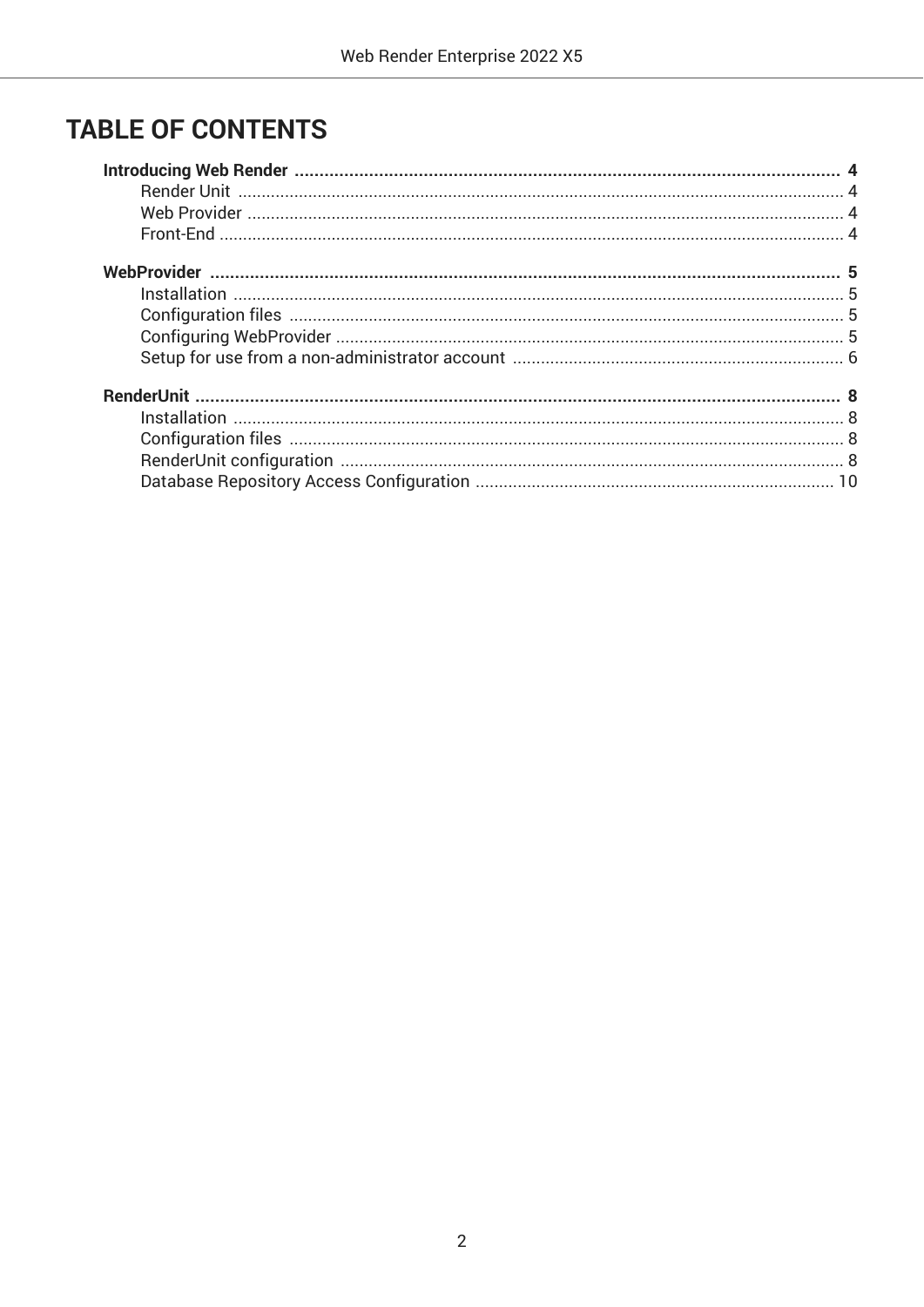# TABLE OF CONTENTS

**Introducing Web Render** .......... **4**
- Render Unit .......... 4
- Web Provider .......... 4
- Front-End .......... 4

**WebProvider** .......... **5**
- Installation .......... 5
- Configuration files .......... 5
- Configuring WebProvider .......... 5
- Setup for use from a non-administrator account .......... 6

**RenderUnit** .......... **8**
- Installation .......... 8
- Configuration files .......... 8
- RenderUnit configuration .......... 8
- Database Repository Access Configuration .......... 10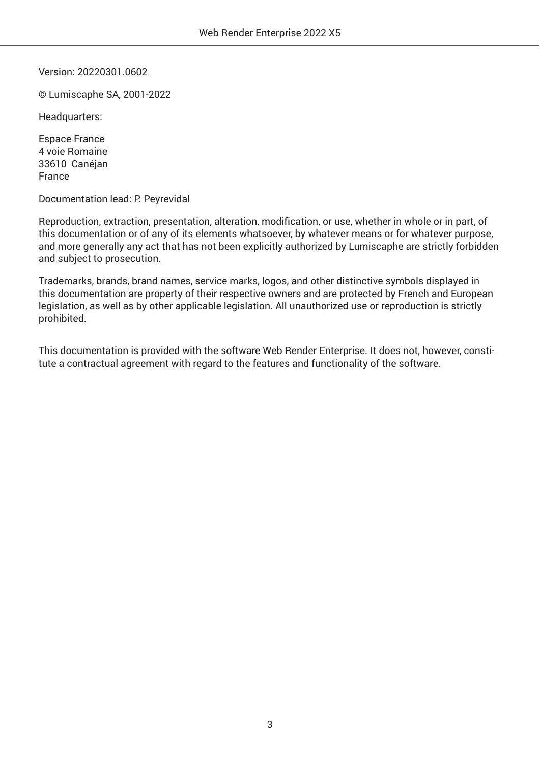Version: 20220301.0602

© Lumiscaphe SA, 2001-2022

Headquarters:

Espace France  
4 voie Romaine  
33610 Canéjan  
France

Documentation lead: P. Peyrevidal

Reproduction, extraction, presentation, alteration, modification, or use, whether in whole or in part, of this documentation or of any of its elements whatsoever, by whatever means or for whatever purpose, and more generally any act that has not been explicitly authorized by Lumiscaphe are strictly forbidden and subject to prosecution.

Trademarks, brands, brand names, service marks, logos, and other distinctive symbols displayed in this documentation are property of their respective owners and are protected by French and European legislation, as well as by other applicable legislation. All unauthorized use or reproduction is strictly prohibited.

This documentation is provided with the software Web Render Enterprise. It does not, however, constitute a contractual agreement with regard to the features and functionality of the software.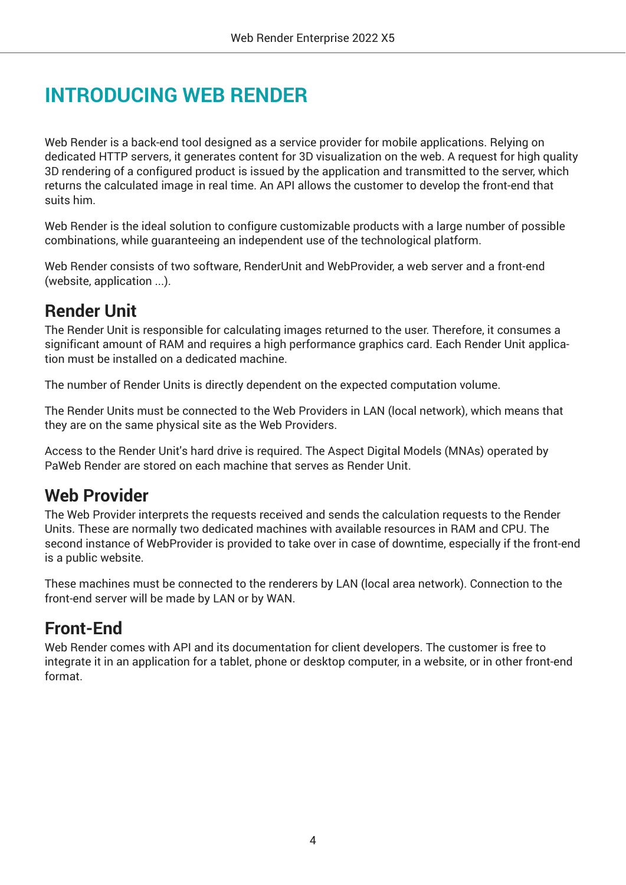# INTRODUCING WEB RENDER

Web Render is a back-end tool designed as a service provider for mobile applications. Relying on dedicated HTTP servers, it generates content for 3D visualization on the web. A request for high quality 3D rendering of a configured product is issued by the application and transmitted to the server, which returns the calculated image in real time. An API allows the customer to develop the front-end that suits him.

Web Render is the ideal solution to configure customizable products with a large number of possible combinations, while guaranteeing an independent use of the technological platform.

Web Render consists of two software, RenderUnit and WebProvider, a web server and a front-end (website, application ...).

## Render Unit

The Render Unit is responsible for calculating images returned to the user. Therefore, it consumes a significant amount of RAM and requires a high performance graphics card. Each Render Unit application must be installed on a dedicated machine.

The number of Render Units is directly dependent on the expected computation volume.

The Render Units must be connected to the Web Providers in LAN (local network), which means that they are on the same physical site as the Web Providers.

Access to the Render Unit's hard drive is required. The Aspect Digital Models (MNAs) operated by PaWeb Render are stored on each machine that serves as Render Unit.

## Web Provider

The Web Provider interprets the requests received and sends the calculation requests to the Render Units. These are normally two dedicated machines with available resources in RAM and CPU. The second instance of WebProvider is provided to take over in case of downtime, especially if the front-end is a public website.

These machines must be connected to the renderers by LAN (local area network). Connection to the front-end server will be made by LAN or by WAN.

## Front-End

Web Render comes with API and its documentation for client developers. The customer is free to integrate it in an application for a tablet, phone or desktop computer, in a website, or in other front-end format.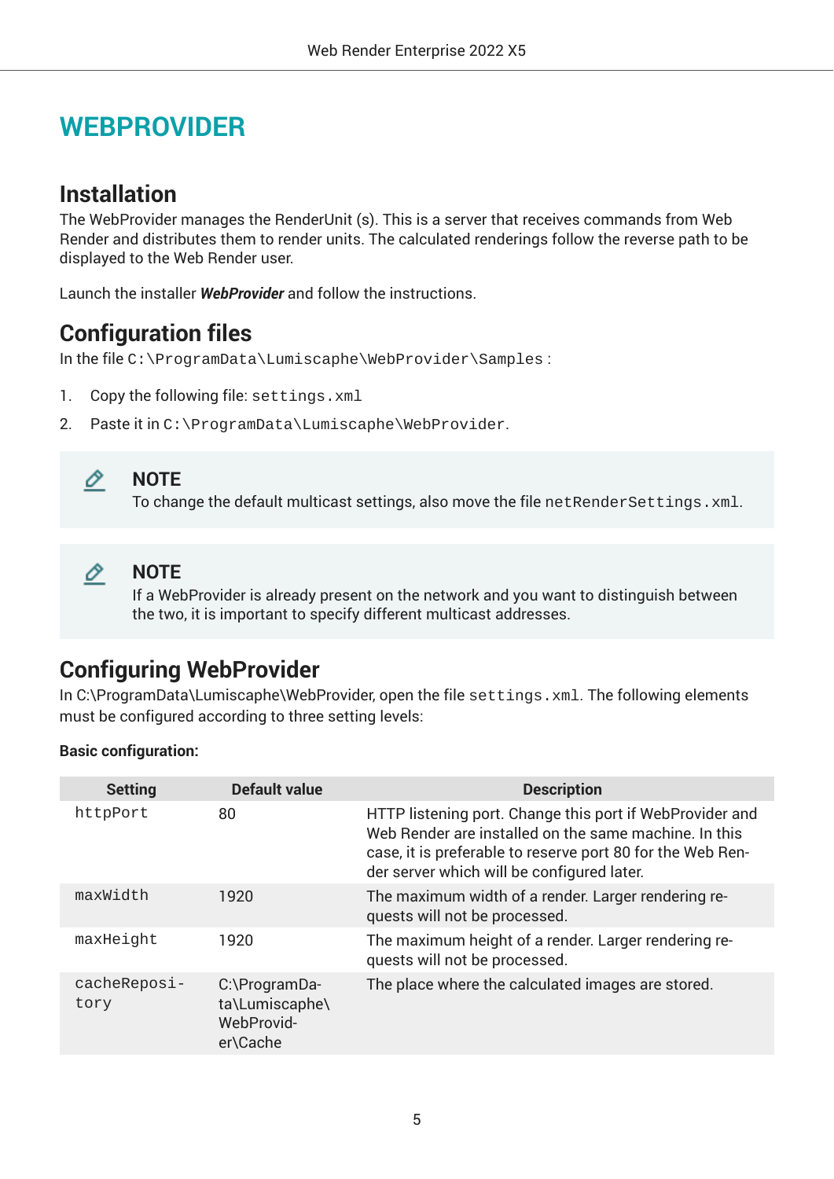# WEBPROVIDER

## Installation

The WebProvider manages the RenderUnit (s). This is a server that receives commands from Web Render and distributes them to render units. The calculated renderings follow the reverse path to be displayed to the Web Render user.

Launch the installer ***WebProvider*** and follow the instructions.

## Configuration files

In the file `C:\ProgramData\Lumiscaphe\WebProvider\Samples` :

1. Copy the following file: `settings.xml`
2. Paste it in `C:\ProgramData\Lumiscaphe\WebProvider`.

> **NOTE**
> To change the default multicast settings, also move the file `netRenderSettings.xml`.

> **NOTE**
> If a WebProvider is already present on the network and you want to distinguish between the two, it is important to specify different multicast addresses.

## Configuring WebProvider

In C:\ProgramData\Lumiscaphe\WebProvider, open the file `settings.xml`. The following elements must be configured according to three setting levels:

**Basic configuration:**

| Setting | Default value | Description |
|---|---|---|
| `httpPort` | 80 | HTTP listening port. Change this port if WebProvider and Web Render are installed on the same machine. In this case, it is preferable to reserve port 80 for the Web Render server which will be configured later. |
| `maxWidth` | 1920 | The maximum width of a render. Larger rendering requests will not be processed. |
| `maxHeight` | 1920 | The maximum height of a render. Larger rendering requests will not be processed. |
| `cacheRepository` | C:\ProgramData\Lumiscaphe\WebProvider\Cache | The place where the calculated images are stored. |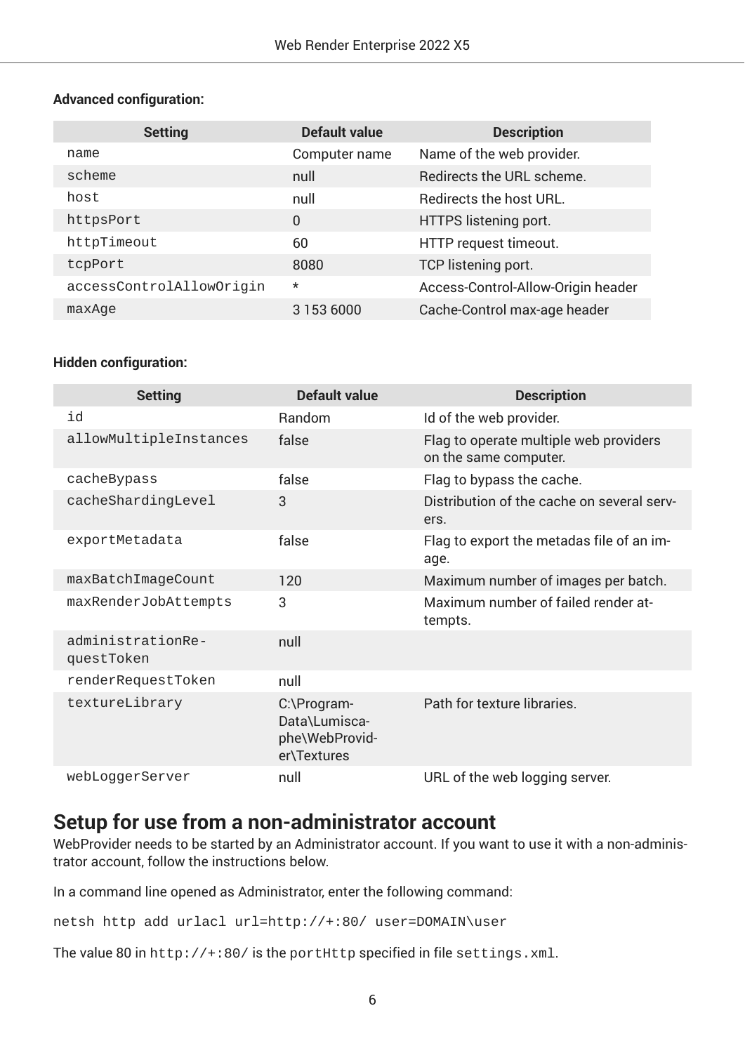**Advanced configuration:**

| Setting | Default value | Description |
| --- | --- | --- |
| `name` | Computer name | Name of the web provider. |
| `scheme` | null | Redirects the URL scheme. |
| `host` | null | Redirects the host URL. |
| `httpsPort` | 0 | HTTPS listening port. |
| `httpTimeout` | 60 | HTTP request timeout. |
| `tcpPort` | 8080 | TCP listening port. |
| `accessControlAllowOrigin` | * | Access-Control-Allow-Origin header |
| `maxAge` | 3 153 6000 | Cache-Control max-age header |

**Hidden configuration:**

| Setting | Default value | Description |
| --- | --- | --- |
| `id` | Random | Id of the web provider. |
| `allowMultipleInstances` | false | Flag to operate multiple web providers on the same computer. |
| `cacheBypass` | false | Flag to bypass the cache. |
| `cacheShardingLevel` | 3 | Distribution of the cache on several servers. |
| `exportMetadata` | false | Flag to export the metadas file of an image. |
| `maxBatchImageCount` | 120 | Maximum number of images per batch. |
| `maxRenderJobAttempts` | 3 | Maximum number of failed render attempts. |
| `administrationRequestToken` | null | |
| `renderRequestToken` | null | |
| `textureLibrary` | C:\ProgramData\Lumiscaphe\WebProvider\Textures | Path for texture libraries. |
| `webLoggerServer` | null | URL of the web logging server. |

## Setup for use from a non-administrator account

WebProvider needs to be started by an Administrator account. If you want to use it with a non-administrator account, follow the instructions below.

In a command line opened as Administrator, enter the following command:

```
netsh http add urlacl url=http://+:80/ user=DOMAIN\user
```

The value 80 in `http://+:80/` is the `portHttp` specified in file `settings.xml`.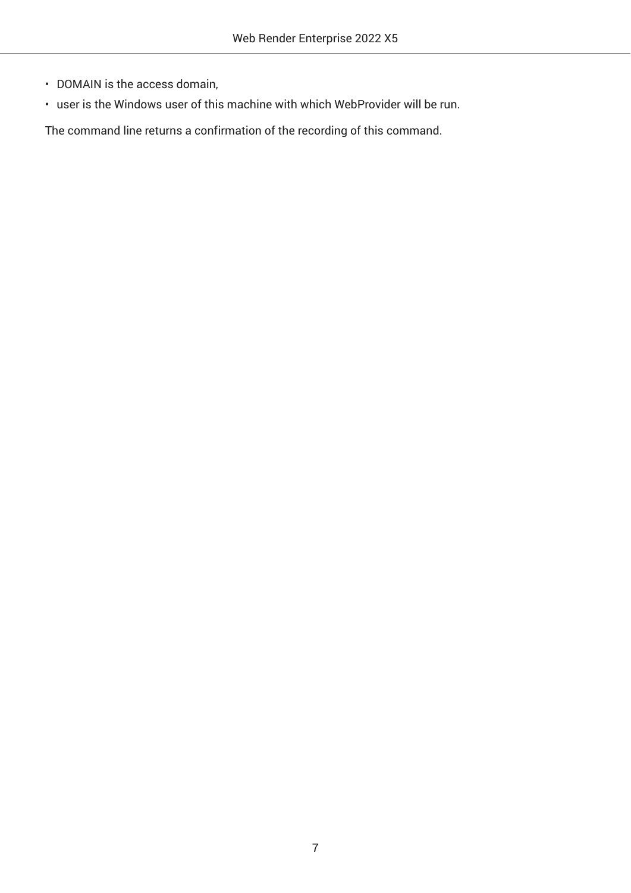- DOMAIN is the access domain,
- user is the Windows user of this machine with which WebProvider will be run.

The command line returns a confirmation of the recording of this command.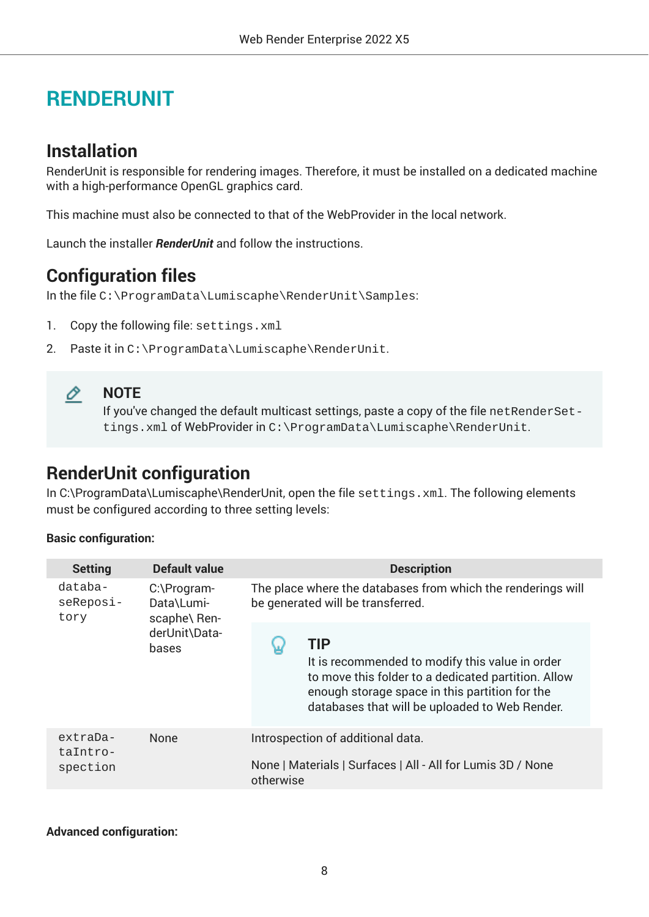# RENDERUNIT

## Installation

RenderUnit is responsible for rendering images. Therefore, it must be installed on a dedicated machine with a high-performance OpenGL graphics card.

This machine must also be connected to that of the WebProvider in the local network.

Launch the installer ***RenderUnit*** and follow the instructions.

## Configuration files

In the file `C:\ProgramData\Lumiscape\RenderUnit\Samples`:

1. Copy the following file: `settings.xml`
2. Paste it in `C:\ProgramData\Lumiscape\RenderUnit`.

> **NOTE**
> If you've changed the default multicast settings, paste a copy of the file `netRenderSettings.xml` of WebProvider in `C:\ProgramData\Lumiscape\RenderUnit`.

## RenderUnit configuration

In C:\ProgramData\Lumiscape\RenderUnit, open the file `settings.xml`. The following elements must be configured according to three setting levels:

**Basic configuration:**

| Setting | Default value | Description |
|---|---|---|
| `databaseRepository` | C:\ProgramData\Lumiscape\ RenderUnit\Databases | The place where the databases from which the renderings will be generated will be transferred.<br><br>**TIP**<br>It is recommended to modify this value in order to move this folder to a dedicated partition. Allow enough storage space in this partition for the databases that will be uploaded to Web Render. |
| `extraDataIntrospection` | None | Introspection of additional data.<br><br>None \| Materials \| Surfaces \| All - All for Lumis 3D / None otherwise |

**Advanced configuration:**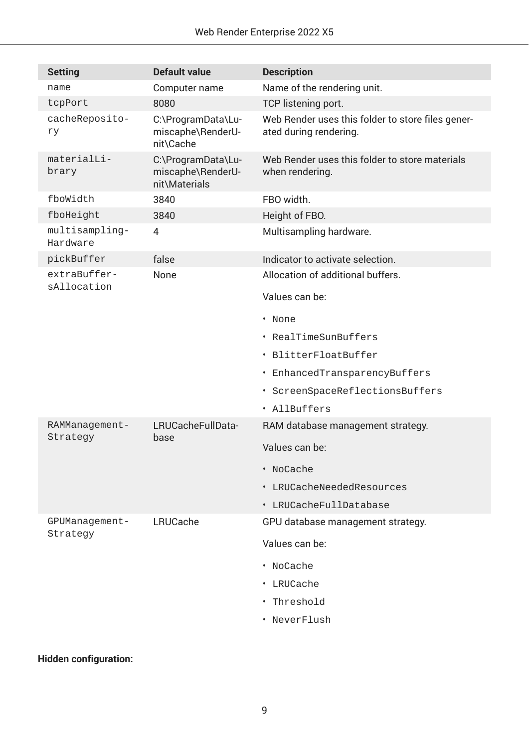| Setting | Default value | Description |
| --- | --- | --- |
| `name` | Computer name | Name of the rendering unit. |
| `tcpPort` | 8080 | TCP listening port. |
| `cacheRepository` | C:\ProgramData\Lumiscaphe\RenderUnit\Cache | Web Render uses this folder to store files generated during rendering. |
| `materialLibrary` | C:\ProgramData\Lumiscaphe\RenderUnit\Materials | Web Render uses this folder to store materials when rendering. |
| `fboWidth` | 3840 | FBO width. |
| `fboHeight` | 3840 | Height of FBO. |
| `multisamplingHardware` | 4 | Multisampling hardware. |
| `pickBuffer` | false | Indicator to activate selection. |
| `extraBuffersAllocation` | None | Allocation of additional buffers.<br><br>Values can be:<br><br>• `None`<br>• `RealTimeSunBuffers`<br>• `BlitterFloatBuffer`<br>• `EnhancedTransparencyBuffers`<br>• `ScreenSpaceReflectionsBuffers`<br>• `AllBuffers` |
| `RAMManagementStrategy` | LRUCacheFullDatabase | RAM database management strategy.<br><br>Values can be:<br><br>• `NoCache`<br>• `LRUCacheNeededResources`<br>• `LRUCacheFullDatabase` |
| `GPUManagementStrategy` | LRUCache | GPU database management strategy.<br><br>Values can be:<br><br>• `NoCache`<br>• `LRUCache`<br>• `Threshold`<br>• `NeverFlush` |

**Hidden configuration:**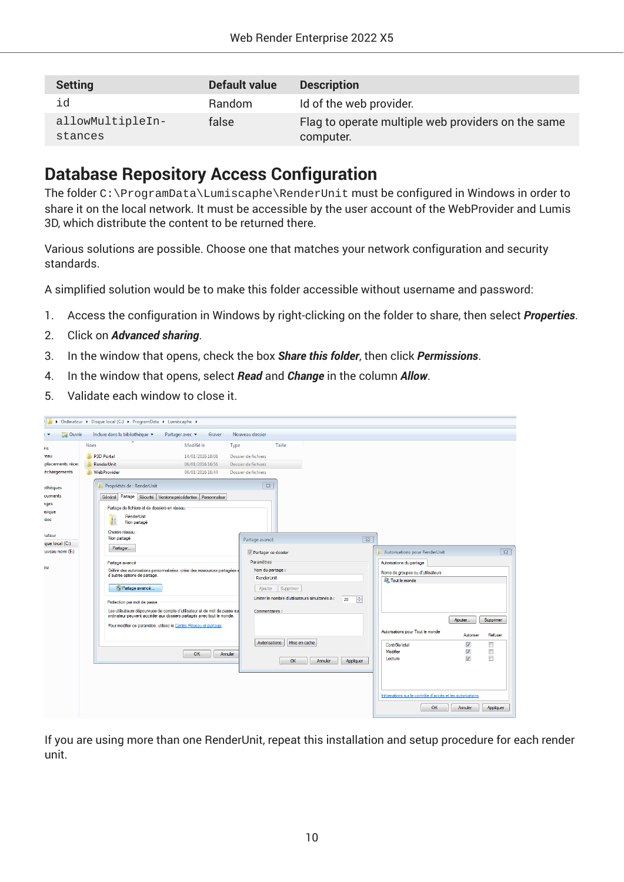| Setting | Default value | Description |
| --- | --- | --- |
| id | Random | Id of the web provider. |
| allowMultipleInstances | false | Flag to operate multiple web providers on the same computer. |

## Database Repository Access Configuration

The folder `C:\ProgramData\Lumiscape\RenderUnit` must be configured in Windows in order to share it on the local network. It must be accessible by the user account of the WebProvider and Lumis 3D, which distribute the content to be returned there.

Various solutions are possible. Choose one that matches your network configuration and security standards.

A simplified solution would be to make this folder accessible without username and password:

1. Access the configuration in Windows by right-clicking on the folder to share, then select ***Properties***.
2. Click on ***Advanced sharing***.
3. In the window that opens, check the box ***Share this folder***, then click ***Permissions***.
4. In the window that opens, select ***Read*** and ***Change*** in the column ***Allow***.
5. Validate each window to close it.

If you are using more than one RenderUnit, repeat this installation and setup procedure for each render unit.